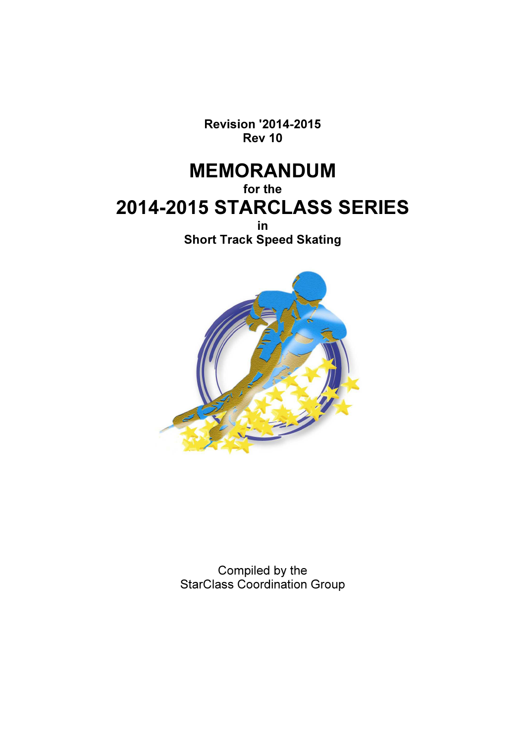**Revision '2014-2015**
**Rev 10**

# MEMORANDUM

**for the**

# 2014-2015 STARCLASS SERIES

**in**

**Short Track Speed Skating**

Compiled by the
StarClass Coordination Group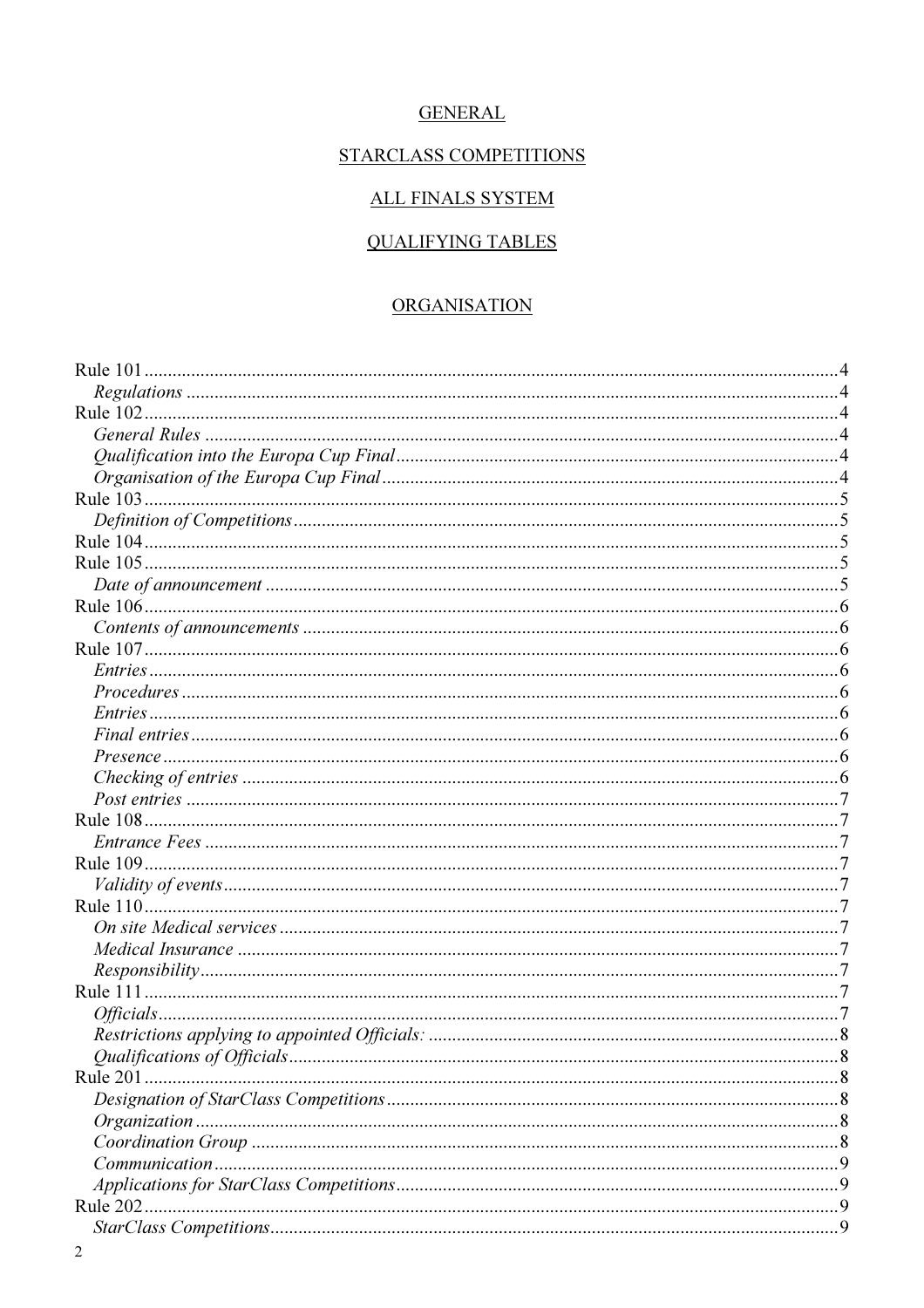GENERAL

STARCLASS COMPETITIONS

ALL FINALS SYSTEM

QUALIFYING TABLES

ORGANISATION

Rule 101 .... 4
*Regulations* .... 4
Rule 102 .... 4
*General Rules* .... 4
*Qualification into the Europa Cup Final* .... 4
*Organisation of the Europa Cup Final* .... 4
Rule 103 .... 5
*Definition of Competitions* .... 5
Rule 104 .... 5
Rule 105 .... 5
*Date of announcement* .... 5
Rule 106 .... 6
*Contents of announcements* .... 6
Rule 107 .... 6
*Entries* .... 6
*Procedures* .... 6
*Entries* .... 6
*Final entries* .... 6
*Presence* .... 6
*Checking of entries* .... 6
*Post entries* .... 7
Rule 108 .... 7
*Entrance Fees* .... 7
Rule 109 .... 7
*Validity of events* .... 7
Rule 110 .... 7
*On site Medical services* .... 7
*Medical Insurance* .... 7
*Responsibility* .... 7
Rule 111 .... 7
*Officials* .... 7
*Restrictions applying to appointed Officials:* .... 8
*Qualifications of Officials* .... 8
Rule 201 .... 8
*Designation of StarClass Competitions* .... 8
*Organization* .... 8
*Coordination Group* .... 8
*Communication* .... 9
*Applications for StarClass Competitions* .... 9
Rule 202 .... 9
*StarClass Competitions* .... 9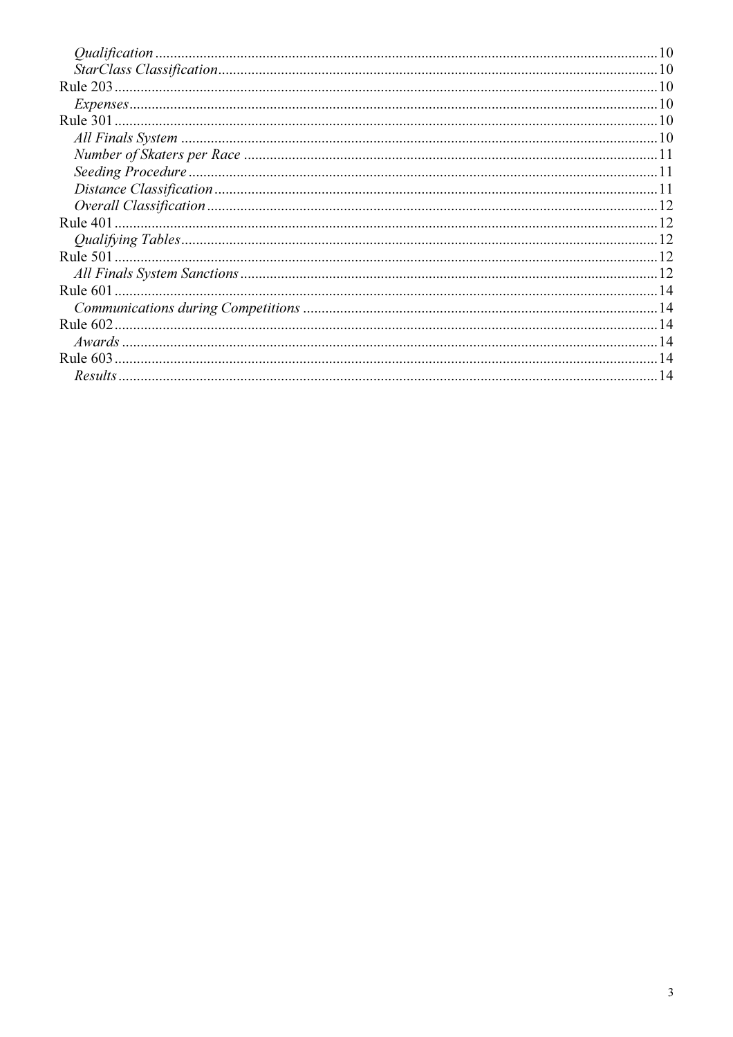*Qualification* ........................................................................................................................10
*StarClass Classification*......................................................................................................10
Rule 203 ..................................................................................................................................10
*Expenses*...............................................................................................................................10
Rule 301 ..................................................................................................................................10
*All Finals System* .................................................................................................................10
*Number of Skaters per Race* ...............................................................................................11
*Seeding Procedure* ...............................................................................................................11
*Distance Classification*........................................................................................................11
*Overall Classification*..........................................................................................................12
Rule 401 ..................................................................................................................................12
*Qualifying Tables*.................................................................................................................12
Rule 501 ..................................................................................................................................12
*All Finals System Sanctions*.................................................................................................12
Rule 601 ..................................................................................................................................14
*Communications during Competitions* ...............................................................................14
Rule 602 ..................................................................................................................................14
*Awards* .................................................................................................................................14
Rule 603 ..................................................................................................................................14
*Results*..................................................................................................................................14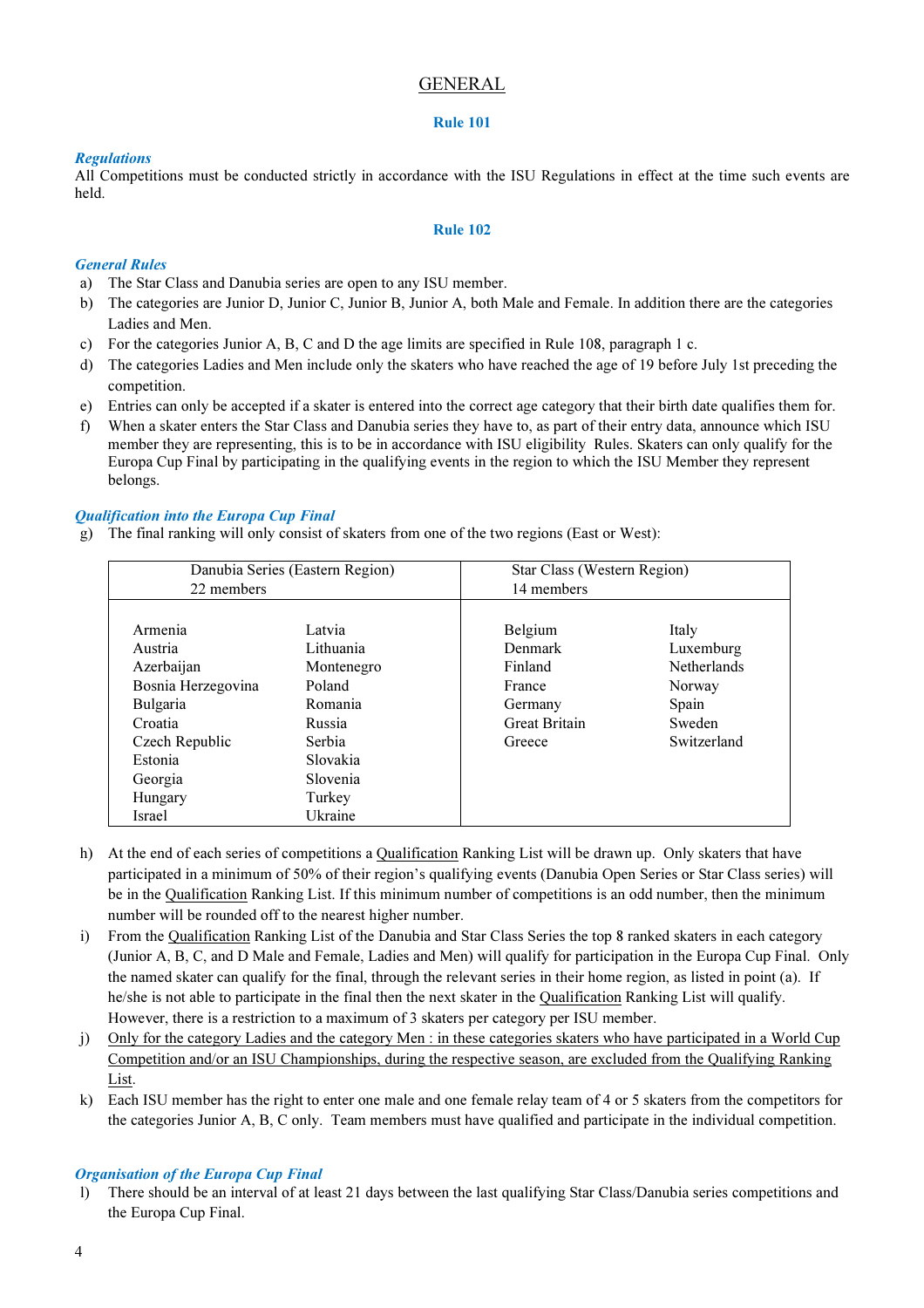# GENERAL

## Rule 101

### *Regulations*

All Competitions must be conducted strictly in accordance with the ISU Regulations in effect at the time such events are held.

## Rule 102

### *General Rules*

a) The Star Class and Danubia series are open to any ISU member.
b) The categories are Junior D, Junior C, Junior B, Junior A, both Male and Female. In addition there are the categories Ladies and Men.
c) For the categories Junior A, B, C and D the age limits are specified in Rule 108, paragraph 1 c.
d) The categories Ladies and Men include only the skaters who have reached the age of 19 before July 1st preceding the competition.
e) Entries can only be accepted if a skater is entered into the correct age category that their birth date qualifies them for.
f) When a skater enters the Star Class and Danubia series they have to, as part of their entry data, announce which ISU member they are representing, this is to be in accordance with ISU eligibility Rules. Skaters can only qualify for the Europa Cup Final by participating in the qualifying events in the region to which the ISU Member they represent belongs.

### *Qualification into the Europa Cup Final*

g) The final ranking will only consist of skaters from one of the two regions (East or West):

| Danubia Series (Eastern Region) 22 members | | Star Class (Western Region) 14 members | |
|---|---|---|---|
| Armenia | Latvia | Belgium | Italy |
| Austria | Lithuania | Denmark | Luxemburg |
| Azerbaijan | Montenegro | Finland | Netherlands |
| Bosnia Herzegovina | Poland | France | Norway |
| Bulgaria | Romania | Germany | Spain |
| Croatia | Russia | Great Britain | Sweden |
| Czech Republic | Serbia | Greece | Switzerland |
| Estonia | Slovakia | | |
| Georgia | Slovenia | | |
| Hungary | Turkey | | |
| Israel | Ukraine | | |

h) At the end of each series of competitions a Qualification Ranking List will be drawn up. Only skaters that have participated in a minimum of 50% of their region's qualifying events (Danubia Open Series or Star Class series) will be in the Qualification Ranking List. If this minimum number of competitions is an odd number, then the minimum number will be rounded off to the nearest higher number.
i) From the Qualification Ranking List of the Danubia and Star Class Series the top 8 ranked skaters in each category (Junior A, B, C, and D Male and Female, Ladies and Men) will qualify for participation in the Europa Cup Final. Only the named skater can qualify for the final, through the relevant series in their home region, as listed in point (a). If he/she is not able to participate in the final then the next skater in the Qualification Ranking List will qualify. However, there is a restriction to a maximum of 3 skaters per category per ISU member.
j) Only for the category Ladies and the category Men : in these categories skaters who have participated in a World Cup Competition and/or an ISU Championships, during the respective season, are excluded from the Qualifying Ranking List.
k) Each ISU member has the right to enter one male and one female relay team of 4 or 5 skaters from the competitors for the categories Junior A, B, C only. Team members must have qualified and participate in the individual competition.

### *Organisation of the Europa Cup Final*

l) There should be an interval of at least 21 days between the last qualifying Star Class/Danubia series competitions and the Europa Cup Final.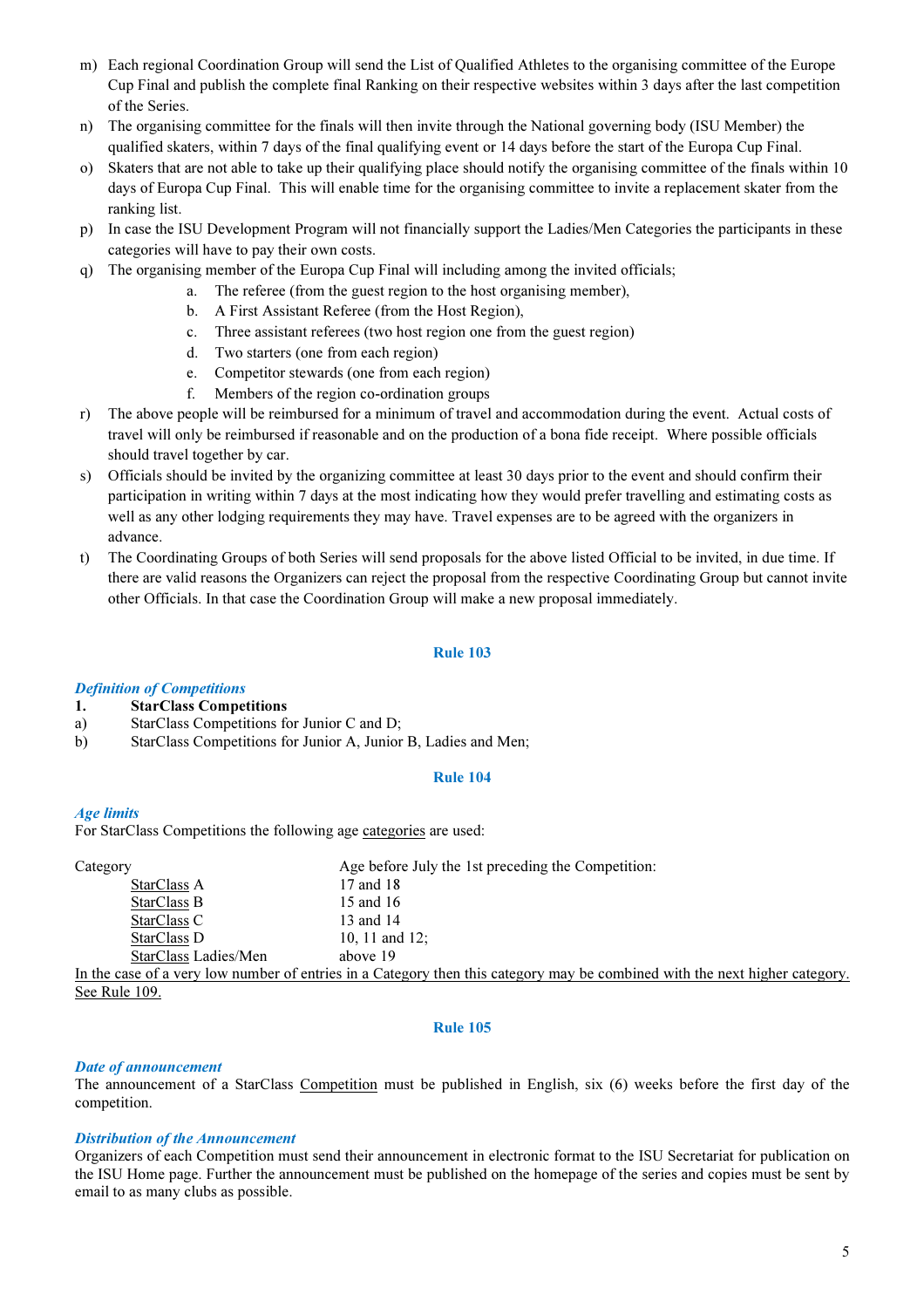m) Each regional Coordination Group will send the List of Qualified Athletes to the organising committee of the Europe Cup Final and publish the complete final Ranking on their respective websites within 3 days after the last competition of the Series.

n) The organising committee for the finals will then invite through the National governing body (ISU Member) the qualified skaters, within 7 days of the final qualifying event or 14 days before the start of the Europa Cup Final.

o) Skaters that are not able to take up their qualifying place should notify the organising committee of the finals within 10 days of Europa Cup Final. This will enable time for the organising committee to invite a replacement skater from the ranking list.

p) In case the ISU Development Program will not financially support the Ladies/Men Categories the participants in these categories will have to pay their own costs.

q) The organising member of the Europa Cup Final will including among the invited officials;

   a. The referee (from the guest region to the host organising member),
   b. A First Assistant Referee (from the Host Region),
   c. Three assistant referees (two host region one from the guest region)
   d. Two starters (one from each region)
   e. Competitor stewards (one from each region)
   f. Members of the region co-ordination groups

r) The above people will be reimbursed for a minimum of travel and accommodation during the event. Actual costs of travel will only be reimbursed if reasonable and on the production of a bona fide receipt. Where possible officials should travel together by car.

s) Officials should be invited by the organizing committee at least 30 days prior to the event and should confirm their participation in writing within 7 days at the most indicating how they would prefer travelling and estimating costs as well as any other lodging requirements they may have. Travel expenses are to be agreed with the organizers in advance.

t) The Coordinating Groups of both Series will send proposals for the above listed Official to be invited, in due time. If there are valid reasons the Organizers can reject the proposal from the respective Coordinating Group but cannot invite other Officials. In that case the Coordination Group will make a new proposal immediately.

## Rule 103

### *Definition of Competitions*

**1. StarClass Competitions**

a) StarClass Competitions for Junior C and D;

b) StarClass Competitions for Junior A, Junior B, Ladies and Men;

## Rule 104

### *Age limits*

For StarClass Competitions the following age categories are used:

| Category | Age before July the 1st preceding the Competition: |
|---|---|
| StarClass A | 17 and 18 |
| StarClass B | 15 and 16 |
| StarClass C | 13 and 14 |
| StarClass D | 10, 11 and 12; |
| StarClass Ladies/Men | above 19 |

In the case of a very low number of entries in a Category then this category may be combined with the next higher category. See Rule 109.

## Rule 105

### *Date of announcement*

The announcement of a StarClass Competition must be published in English, six (6) weeks before the first day of the competition.

### *Distribution of the Announcement*

Organizers of each Competition must send their announcement in electronic format to the ISU Secretariat for publication on the ISU Home page. Further the announcement must be published on the homepage of the series and copies must be sent by email to as many clubs as possible.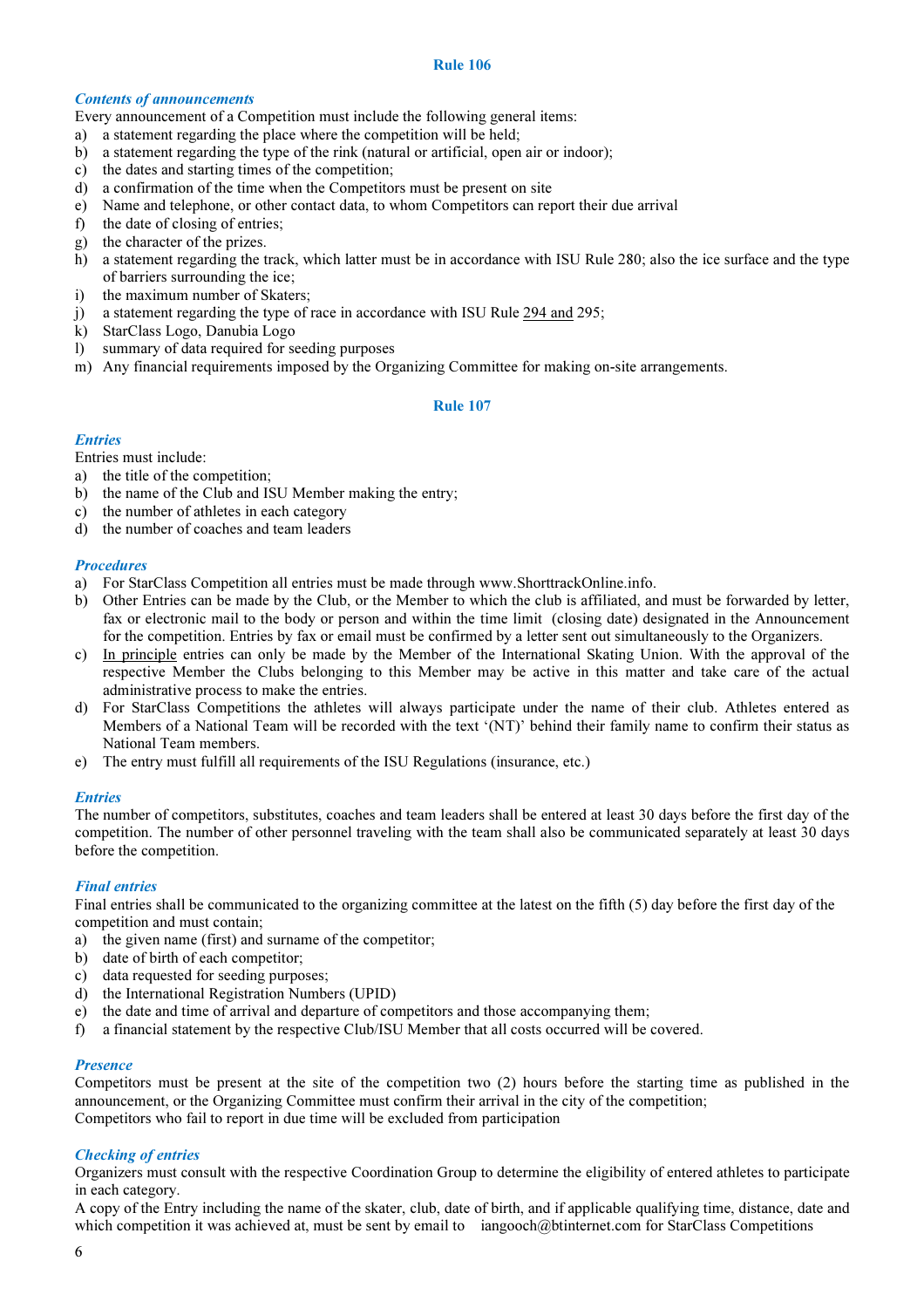## Rule 106

### *Contents of announcements*

Every announcement of a Competition must include the following general items:

a) a statement regarding the place where the competition will be held;
b) a statement regarding the type of the rink (natural or artificial, open air or indoor);
c) the dates and starting times of the competition;
d) a confirmation of the time when the Competitors must be present on site
e) Name and telephone, or other contact data, to whom Competitors can report their due arrival
f) the date of closing of entries;
g) the character of the prizes.
h) a statement regarding the track, which latter must be in accordance with ISU Rule 280; also the ice surface and the type of barriers surrounding the ice;
i) the maximum number of Skaters;
j) a statement regarding the type of race in accordance with ISU Rule 294 and 295;
k) StarClass Logo, Danubia Logo
l) summary of data required for seeding purposes
m) Any financial requirements imposed by the Organizing Committee for making on-site arrangements.

## Rule 107

### *Entries*

Entries must include:

a) the title of the competition;
b) the name of the Club and ISU Member making the entry;
c) the number of athletes in each category
d) the number of coaches and team leaders

### *Procedures*

a) For StarClass Competition all entries must be made through www.ShorttrackOnline.info.
b) Other Entries can be made by the Club, or the Member to which the club is affiliated, and must be forwarded by letter, fax or electronic mail to the body or person and within the time limit (closing date) designated in the Announcement for the competition. Entries by fax or email must be confirmed by a letter sent out simultaneously to the Organizers.
c) In principle entries can only be made by the Member of the International Skating Union. With the approval of the respective Member the Clubs belonging to this Member may be active in this matter and take care of the actual administrative process to make the entries.
d) For StarClass Competitions the athletes will always participate under the name of their club. Athletes entered as Members of a National Team will be recorded with the text '(NT)' behind their family name to confirm their status as National Team members.
e) The entry must fulfill all requirements of the ISU Regulations (insurance, etc.)

### *Entries*

The number of competitors, substitutes, coaches and team leaders shall be entered at least 30 days before the first day of the competition. The number of other personnel traveling with the team shall also be communicated separately at least 30 days before the competition.

### *Final entries*

Final entries shall be communicated to the organizing committee at the latest on the fifth (5) day before the first day of the competition and must contain;

a) the given name (first) and surname of the competitor;
b) date of birth of each competitor;
c) data requested for seeding purposes;
d) the International Registration Numbers (UPID)
e) the date and time of arrival and departure of competitors and those accompanying them;
f) a financial statement by the respective Club/ISU Member that all costs occurred will be covered.

### *Presence*

Competitors must be present at the site of the competition two (2) hours before the starting time as published in the announcement, or the Organizing Committee must confirm their arrival in the city of the competition;
Competitors who fail to report in due time will be excluded from participation

### *Checking of entries*

Organizers must consult with the respective Coordination Group to determine the eligibility of entered athletes to participate in each category.
A copy of the Entry including the name of the skater, club, date of birth, and if applicable qualifying time, distance, date and which competition it was achieved at, must be sent by email to iangooch@btinternet.com for StarClass Competitions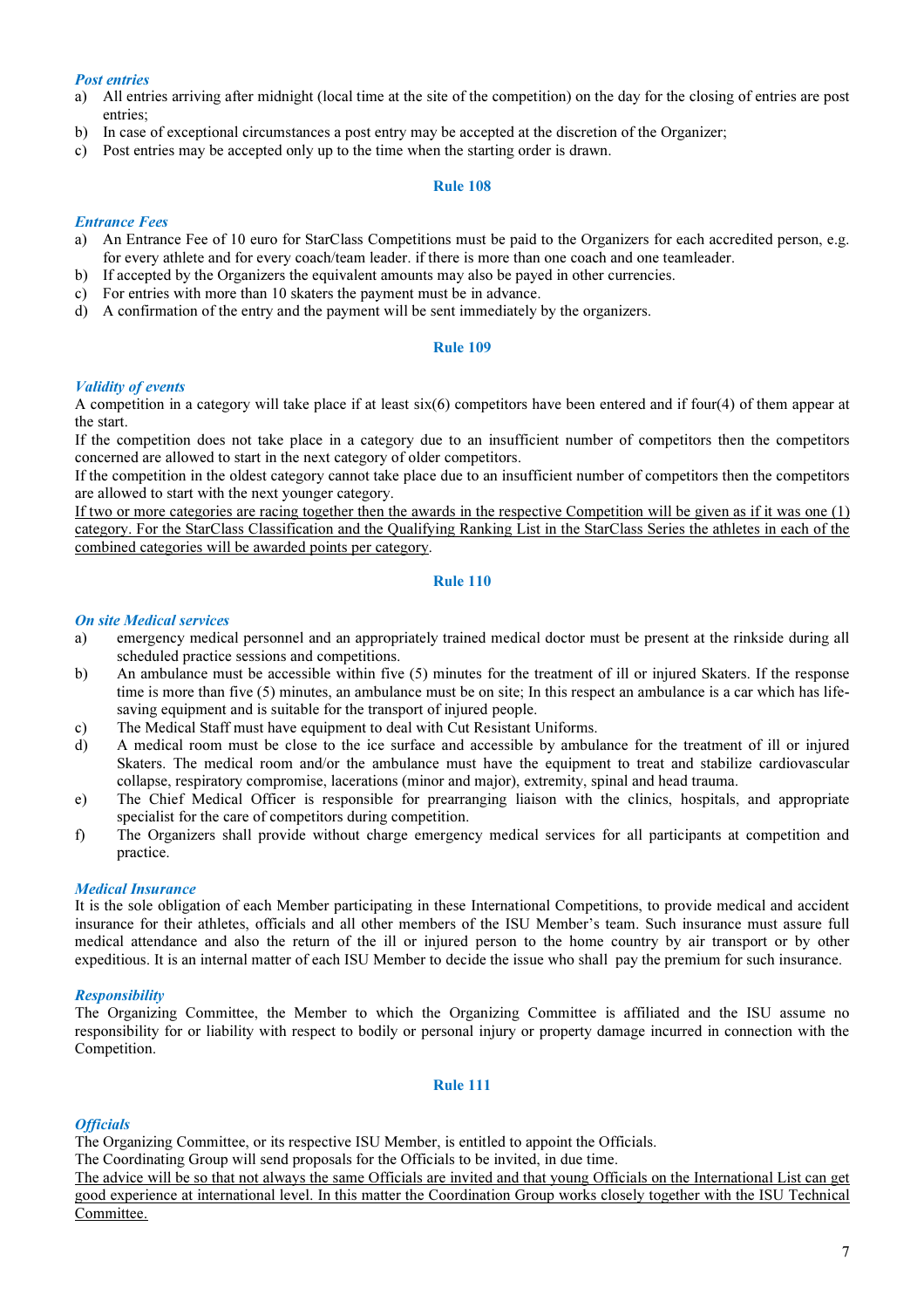***Post entries***

a) All entries arriving after midnight (local time at the site of the competition) on the day for the closing of entries are post entries;
b) In case of exceptional circumstances a post entry may be accepted at the discretion of the Organizer;
c) Post entries may be accepted only up to the time when the starting order is drawn.

## Rule 108

***Entrance Fees***

a) An Entrance Fee of 10 euro for StarClass Competitions must be paid to the Organizers for each accredited person, e.g. for every athlete and for every coach/team leader. if there is more than one coach and one teamleader.
b) If accepted by the Organizers the equivalent amounts may also be payed in other currencies.
c) For entries with more than 10 skaters the payment must be in advance.
d) A confirmation of the entry and the payment will be sent immediately by the organizers.

## Rule 109

***Validity of events***

A competition in a category will take place if at least six(6) competitors have been entered and if four(4) of them appear at the start.

If the competition does not take place in a category due to an insufficient number of competitors then the competitors concerned are allowed to start in the next category of older competitors.

If the competition in the oldest category cannot take place due to an insufficient number of competitors then the competitors are allowed to start with the next younger category.

<u>If two or more categories are racing together then the awards in the respective Competition will be given as if it was one (1) category. For the StarClass Classification and the Qualifying Ranking List in the StarClass Series the athletes in each of the combined categories will be awarded points per category</u>.

## Rule 110

***On site Medical services***

a) emergency medical personnel and an appropriately trained medical doctor must be present at the rinkside during all scheduled practice sessions and competitions.
b) An ambulance must be accessible within five (5) minutes for the treatment of ill or injured Skaters. If the response time is more than five (5) minutes, an ambulance must be on site; In this respect an ambulance is a car which has life-saving equipment and is suitable for the transport of injured people.
c) The Medical Staff must have equipment to deal with Cut Resistant Uniforms.
d) A medical room must be close to the ice surface and accessible by ambulance for the treatment of ill or injured Skaters. The medical room and/or the ambulance must have the equipment to treat and stabilize cardiovascular collapse, respiratory compromise, lacerations (minor and major), extremity, spinal and head trauma.
e) The Chief Medical Officer is responsible for prearranging liaison with the clinics, hospitals, and appropriate specialist for the care of competitors during competition.
f) The Organizers shall provide without charge emergency medical services for all participants at competition and practice.

***Medical Insurance***

It is the sole obligation of each Member participating in these International Competitions, to provide medical and accident insurance for their athletes, officials and all other members of the ISU Member's team. Such insurance must assure full medical attendance and also the return of the ill or injured person to the home country by air transport or by other expeditious. It is an internal matter of each ISU Member to decide the issue who shall pay the premium for such insurance.

***Responsibility***

The Organizing Committee, the Member to which the Organizing Committee is affiliated and the ISU assume no responsibility for or liability with respect to bodily or personal injury or property damage incurred in connection with the Competition.

## Rule 111

***Officials***

The Organizing Committee, or its respective ISU Member, is entitled to appoint the Officials.

The Coordinating Group will send proposals for the Officials to be invited, in due time.

<u>The advice will be so that not always the same Officials are invited and that young Officials on the International List can get good experience at international level. In this matter the Coordination Group works closely together with the ISU Technical Committee.</u>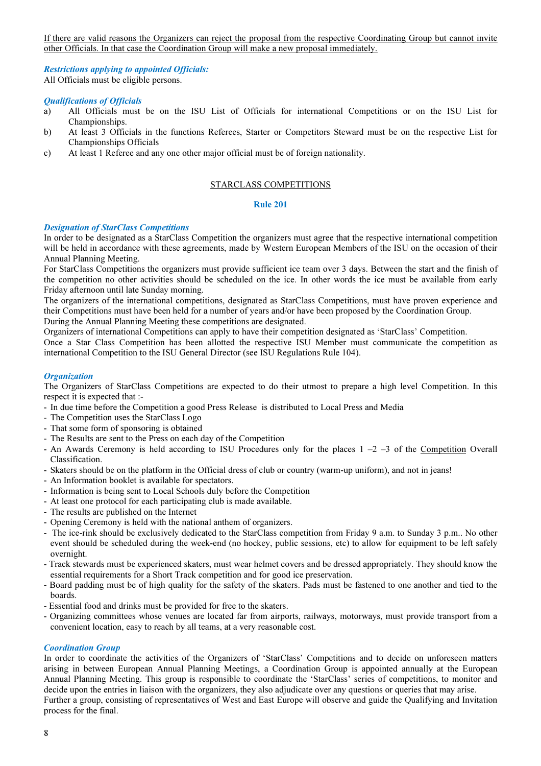<u>If there are valid reasons the Organizers can reject the proposal from the respective Coordinating Group but cannot invite other Officials. In that case the Coordination Group will make a new proposal immediately.</u>

***Restrictions applying to appointed Officials:***

All Officials must be eligible persons.

***Qualifications of Officials***

a) All Officials must be on the ISU List of Officials for international Competitions or on the ISU List for Championships.

b) At least 3 Officials in the functions Referees, Starter or Competitors Steward must be on the respective List for Championships Officials

c) At least 1 Referee and any one other major official must be of foreign nationality.

## <u>STARCLASS COMPETITIONS</u>

### Rule 201

***Designation of StarClass Competitions***

In order to be designated as a StarClass Competition the organizers must agree that the respective international competition will be held in accordance with these agreements, made by Western European Members of the ISU on the occasion of their Annual Planning Meeting.

For StarClass Competitions the organizers must provide sufficient ice team over 3 days. Between the start and the finish of the competition no other activities should be scheduled on the ice. In other words the ice must be available from early Friday afternoon until late Sunday morning.

The organizers of the international competitions, designated as StarClass Competitions, must have proven experience and their Competitions must have been held for a number of years and/or have been proposed by the Coordination Group.

During the Annual Planning Meeting these competitions are designated.

Organizers of international Competitions can apply to have their competition designated as 'StarClass' Competition.

Once a Star Class Competition has been allotted the respective ISU Member must communicate the competition as international Competition to the ISU General Director (see ISU Regulations Rule 104).

***Organization***

The Organizers of StarClass Competitions are expected to do their utmost to prepare a high level Competition. In this respect it is expected that :-

- In due time before the Competition a good Press Release is distributed to Local Press and Media
- The Competition uses the StarClass Logo
- That some form of sponsoring is obtained
- The Results are sent to the Press on each day of the Competition
- An Awards Ceremony is held according to ISU Procedures only for the places 1 –2 –3 of the <u>Competition</u> Overall Classification.
- Skaters should be on the platform in the Official dress of club or country (warm-up uniform), and not in jeans!
- An Information booklet is available for spectators.
- Information is being sent to Local Schools duly before the Competition
- At least one protocol for each participating club is made available.
- The results are published on the Internet
- Opening Ceremony is held with the national anthem of organizers.
- The ice-rink should be exclusively dedicated to the StarClass competition from Friday 9 a.m. to Sunday 3 p.m.. No other event should be scheduled during the week-end (no hockey, public sessions, etc) to allow for equipment to be left safely overnight.
- Track stewards must be experienced skaters, must wear helmet covers and be dressed appropriately. They should know the essential requirements for a Short Track competition and for good ice preservation.
- Board padding must be of high quality for the safety of the skaters. Pads must be fastened to one another and tied to the boards.
- Essential food and drinks must be provided for free to the skaters.
- Organizing committees whose venues are located far from airports, railways, motorways, must provide transport from a convenient location, easy to reach by all teams, at a very reasonable cost.

***Coordination Group***

In order to coordinate the activities of the Organizers of 'StarClass' Competitions and to decide on unforeseen matters arising in between European Annual Planning Meetings, a Coordination Group is appointed annually at the European Annual Planning Meeting. This group is responsible to coordinate the 'StarClass' series of competitions, to monitor and decide upon the entries in liaison with the organizers, they also adjudicate over any questions or queries that may arise.

Further a group, consisting of representatives of West and East Europe will observe and guide the Qualifying and Invitation process for the final.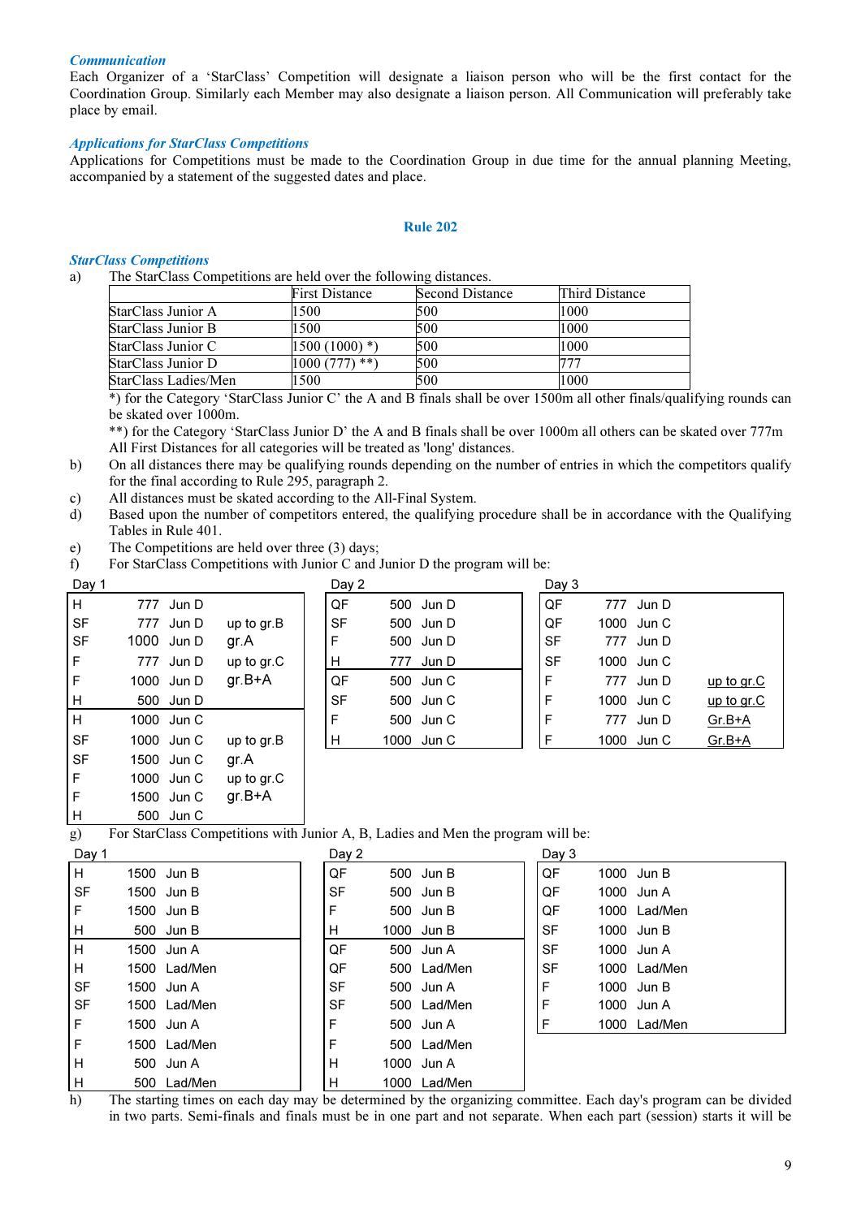*Communication*
Each Organizer of a 'StarClass' Competition will designate a liaison person who will be the first contact for the Coordination Group. Similarly each Member may also designate a liaison person. All Communication will preferably take place by email.

*Applications for StarClass Competitions*
Applications for Competitions must be made to the Coordination Group in due time for the annual planning Meeting, accompanied by a statement of the suggested dates and place.

## Rule 202

*StarClass Competitions*

a) The StarClass Competitions are held over the following distances.

| | First Distance | Second Distance | Third Distance |
|---|---|---|---|
| StarClass Junior A | 1500 | 500 | 1000 |
| StarClass Junior B | 1500 | 500 | 1000 |
| StarClass Junior C | 1500 (1000) *) | 500 | 1000 |
| StarClass Junior D | 1000 (777) **) | 500 | 777 |
| StarClass Ladies/Men | 1500 | 500 | 1000 |

*) for the Category 'StarClass Junior C' the A and B finals shall be over 1500m all other finals/qualifying rounds can be skated over 1000m.
**) for the Category 'StarClass Junior D' the A and B finals shall be over 1000m all others can be skated over 777m
All First Distances for all categories will be treated as 'long' distances.

b) On all distances there may be qualifying rounds depending on the number of entries in which the competitors qualify for the final according to Rule 295, paragraph 2.

c) All distances must be skated according to the All-Final System.

d) Based upon the number of competitors entered, the qualifying procedure shall be in accordance with the Qualifying Tables in Rule 401.

e) The Competitions are held over three (3) days;

f) For StarClass Competitions with Junior C and Junior D the program will be:

**Day 1**

| | | | |
|---|---|---|---|
| H | 777 | Jun D | |
| SF | 777 | Jun D | up to gr.B |
| SF | 1000 | Jun D | gr.A |
| F | 777 | Jun D | up to gr.C |
| F | 1000 | Jun D | gr.B+A |
| H | 500 | Jun D | |
| H | 1000 | Jun C | |
| SF | 1000 | Jun C | up to gr.B |
| SF | 1500 | Jun C | gr.A |
| F | 1000 | Jun C | up to gr.C |
| F | 1500 | Jun C | gr.B+A |
| H | 500 | Jun C | |

**Day 2**

| | | |
|---|---|---|
| QF | 500 | Jun D |
| SF | 500 | Jun D |
| F | 500 | Jun D |
| H | 777 | Jun D |
| QF | 500 | Jun C |
| SF | 500 | Jun C |
| F | 500 | Jun C |
| H | 1000 | Jun C |

**Day 3**

| | | | |
|---|---|---|---|
| QF | 777 | Jun D | |
| QF | 1000 | Jun C | |
| SF | 777 | Jun D | |
| SF | 1000 | Jun C | |
| F | 777 | Jun D | up to gr.C |
| F | 1000 | Jun C | up to gr.C |
| F | 777 | Jun D | Gr.B+A |
| F | 1000 | Jun C | Gr.B+A |

g) For StarClass Competitions with Junior A, B, Ladies and Men the program will be:

**Day 1**

| | | |
|---|---|---|
| H | 1500 | Jun B |
| SF | 1500 | Jun B |
| F | 1500 | Jun B |
| H | 500 | Jun B |
| H | 1500 | Jun A |
| H | 1500 | Lad/Men |
| SF | 1500 | Jun A |
| SF | 1500 | Lad/Men |
| F | 1500 | Jun A |
| F | 1500 | Lad/Men |
| H | 500 | Jun A |
| H | 500 | Lad/Men |

**Day 2**

| | | |
|---|---|---|
| QF | 500 | Jun B |
| SF | 500 | Jun B |
| F | 500 | Jun B |
| H | 1000 | Jun B |
| QF | 500 | Jun A |
| QF | 500 | Lad/Men |
| SF | 500 | Jun A |
| SF | 500 | Lad/Men |
| F | 500 | Jun A |
| F | 500 | Lad/Men |
| H | 1000 | Jun A |
| H | 1000 | Lad/Men |

**Day 3**

| | | |
|---|---|---|
| QF | 1000 | Jun B |
| QF | 1000 | Jun A |
| QF | 1000 | Lad/Men |
| SF | 1000 | Jun B |
| SF | 1000 | Jun A |
| SF | 1000 | Lad/Men |
| F | 1000 | Jun B |
| F | 1000 | Jun A |
| F | 1000 | Lad/Men |

h) The starting times on each day may be determined by the organizing committee. Each day's program can be divided in two parts. Semi-finals and finals must be in one part and not separate. When each part (session) starts it will be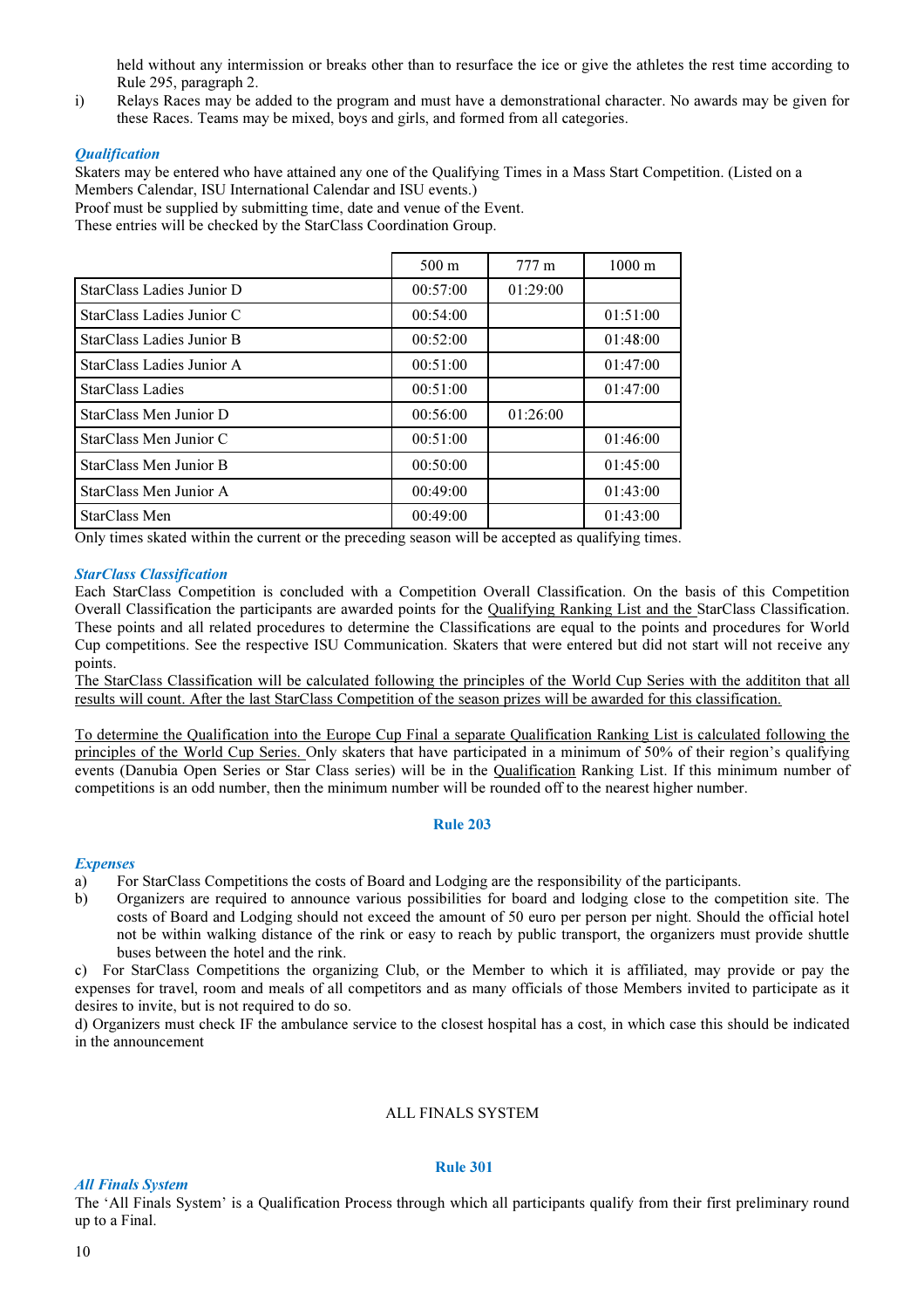held without any intermission or breaks other than to resurface the ice or give the athletes the rest time according to Rule 295, paragraph 2.

i) Relays Races may be added to the program and must have a demonstrational character. No awards may be given for these Races. Teams may be mixed, boys and girls, and formed from all categories.

***Qualification***

Skaters may be entered who have attained any one of the Qualifying Times in a Mass Start Competition. (Listed on a Members Calendar, ISU International Calendar and ISU events.)

Proof must be supplied by submitting time, date and venue of the Event.

These entries will be checked by the StarClass Coordination Group.

| | 500 m | 777 m | 1000 m |
|---|---|---|---|
| StarClass Ladies Junior D | 00:57:00 | 01:29:00 | |
| StarClass Ladies Junior C | 00:54:00 | | 01:51:00 |
| StarClass Ladies Junior B | 00:52:00 | | 01:48:00 |
| StarClass Ladies Junior A | 00:51:00 | | 01:47:00 |
| StarClass Ladies | 00:51:00 | | 01:47:00 |
| StarClass Men Junior D | 00:56:00 | 01:26:00 | |
| StarClass Men Junior C | 00:51:00 | | 01:46:00 |
| StarClass Men Junior B | 00:50:00 | | 01:45:00 |
| StarClass Men Junior A | 00:49:00 | | 01:43:00 |
| StarClass Men | 00:49:00 | | 01:43:00 |

Only times skated within the current or the preceding season will be accepted as qualifying times.

***StarClass Classification***

Each StarClass Competition is concluded with a Competition Overall Classification. On the basis of this Competition Overall Classification the participants are awarded points for the <u>Qualifying Ranking List and the</u> StarClass Classification. These points and all related procedures to determine the Classifications are equal to the points and procedures for World Cup competitions. See the respective ISU Communication. Skaters that were entered but did not start will not receive any points.

<u>The StarClass Classification will be calculated following the principles of the World Cup Series with the addititon that all results will count. After the last StarClass Competition of the season prizes will be awarded for this classification.</u>

<u>To determine the Qualification into the Europe Cup Final a separate Qualification Ranking List is calculated following the principles of the World Cup Series.</u> Only skaters that have participated in a minimum of 50% of their region's qualifying events (Danubia Open Series or Star Class series) will be in the <u>Qualification</u> Ranking List. If this minimum number of competitions is an odd number, then the minimum number will be rounded off to the nearest higher number.

## Rule 203

***Expenses***

a) For StarClass Competitions the costs of Board and Lodging are the responsibility of the participants.

b) Organizers are required to announce various possibilities for board and lodging close to the competition site. The costs of Board and Lodging should not exceed the amount of 50 euro per person per night. Should the official hotel not be within walking distance of the rink or easy to reach by public transport, the organizers must provide shuttle buses between the hotel and the rink.

c) For StarClass Competitions the organizing Club, or the Member to which it is affiliated, may provide or pay the expenses for travel, room and meals of all competitors and as many officials of those Members invited to participate as it desires to invite, but is not required to do so.

d) Organizers must check IF the ambulance service to the closest hospital has a cost, in which case this should be indicated in the announcement

# ALL FINALS SYSTEM

## Rule 301

***All Finals System***

The 'All Finals System' is a Qualification Process through which all participants qualify from their first preliminary round up to a Final.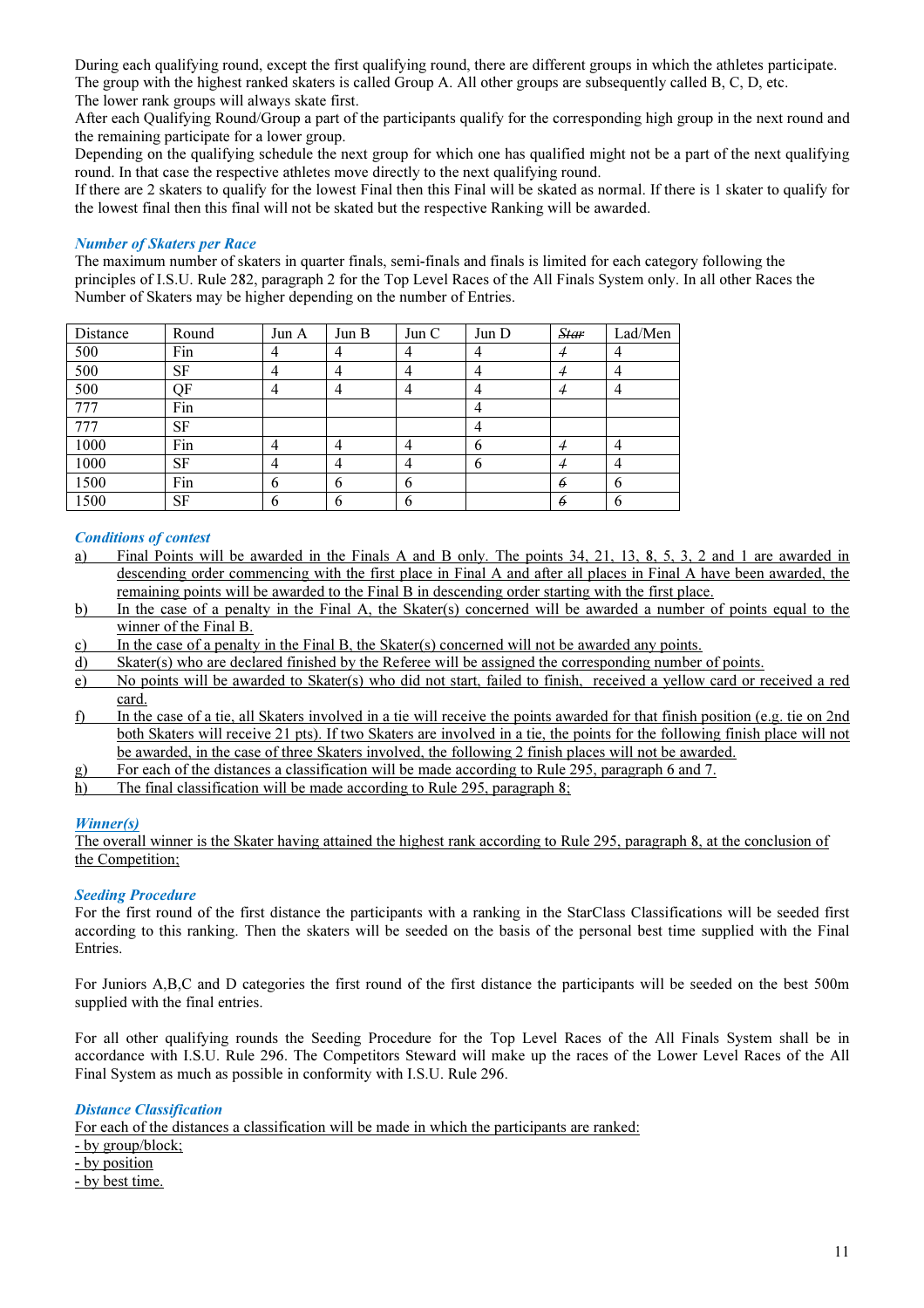During each qualifying round, except the first qualifying round, there are different groups in which the athletes participate. The group with the highest ranked skaters is called Group A. All other groups are subsequently called B, C, D, etc.
The lower rank groups will always skate first.
After each Qualifying Round/Group a part of the participants qualify for the corresponding high group in the next round and the remaining participate for a lower group.
Depending on the qualifying schedule the next group for which one has qualified might not be a part of the next qualifying round. In that case the respective athletes move directly to the next qualifying round.
If there are 2 skaters to qualify for the lowest Final then this Final will be skated as normal. If there is 1 skater to qualify for the lowest final then this final will not be skated but the respective Ranking will be awarded.

### *Number of Skaters per Race*

The maximum number of skaters in quarter finals, semi-finals and finals is limited for each category following the principles of I.S.U. Rule 282, paragraph 2 for the Top Level Races of the All Finals System only. In all other Races the Number of Skaters may be higher depending on the number of Entries.

| Distance | Round | Jun A | Jun B | Jun C | Jun D | ~~Star~~ | Lad/Men |
|---|---|---|---|---|---|---|---|
| 500 | Fin | 4 | 4 | 4 | 4 | ~~4~~ | 4 |
| 500 | SF | 4 | 4 | 4 | 4 | ~~4~~ | 4 |
| 500 | QF | 4 | 4 | 4 | 4 | ~~4~~ | 4 |
| 777 | Fin | | | | 4 | | |
| 777 | SF | | | | 4 | | |
| 1000 | Fin | 4 | 4 | 4 | 6 | ~~4~~ | 4 |
| 1000 | SF | 4 | 4 | 4 | 6 | ~~4~~ | 4 |
| 1500 | Fin | 6 | 6 | 6 | | ~~6~~ | 6 |
| 1500 | SF | 6 | 6 | 6 | | ~~6~~ | 6 |

### *Conditions of contest*

a) Final Points will be awarded in the Finals A and B only. The points 34, 21, 13, 8, 5, 3, 2 and 1 are awarded in descending order commencing with the first place in Final A and after all places in Final A have been awarded, the remaining points will be awarded to the Final B in descending order starting with the first place.
b) In the case of a penalty in the Final A, the Skater(s) concerned will be awarded a number of points equal to the winner of the Final B.
c) In the case of a penalty in the Final B, the Skater(s) concerned will not be awarded any points.
d) Skater(s) who are declared finished by the Referee will be assigned the corresponding number of points.
e) No points will be awarded to Skater(s) who did not start, failed to finish, received a yellow card or received a red card.
f) In the case of a tie, all Skaters involved in a tie will receive the points awarded for that finish position (e.g. tie on 2nd both Skaters will receive 21 pts). If two Skaters are involved in a tie, the points for the following finish place will not be awarded, in the case of three Skaters involved, the following 2 finish places will not be awarded.
g) For each of the distances a classification will be made according to Rule 295, paragraph 6 and 7.
h) The final classification will be made according to Rule 295, paragraph 8;

### *Winner(s)*

The overall winner is the Skater having attained the highest rank according to Rule 295, paragraph 8, at the conclusion of the Competition;

### *Seeding Procedure*

For the first round of the first distance the participants with a ranking in the StarClass Classifications will be seeded first according to this ranking. Then the skaters will be seeded on the basis of the personal best time supplied with the Final Entries.

For Juniors A,B,C and D categories the first round of the first distance the participants will be seeded on the best 500m supplied with the final entries.

For all other qualifying rounds the Seeding Procedure for the Top Level Races of the All Finals System shall be in accordance with I.S.U. Rule 296. The Competitors Steward will make up the races of the Lower Level Races of the All Final System as much as possible in conformity with I.S.U. Rule 296.

### *Distance Classification*

For each of the distances a classification will be made in which the participants are ranked:
- by group/block;
- by position
- by best time.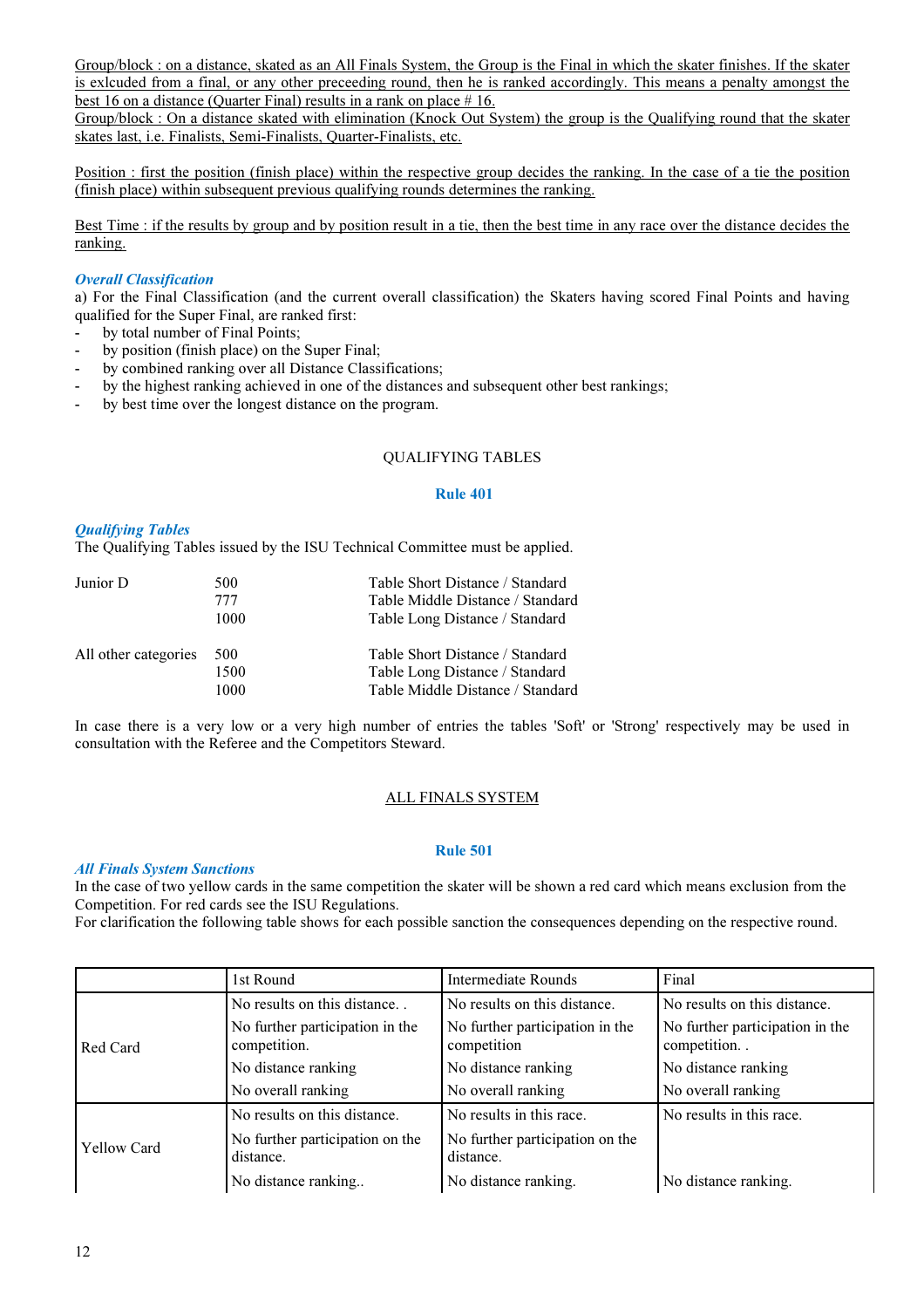Group/block : on a distance, skated as an All Finals System, the Group is the Final in which the skater finishes. If the skater is exlcuded from a final, or any other preceeding round, then he is ranked accordingly. This means a penalty amongst the best 16 on a distance (Quarter Final) results in a rank on place # 16.
Group/block : On a distance skated with elimination (Knock Out System) the group is the Qualifying round that the skater skates last, i.e. Finalists, Semi-Finalists, Quarter-Finalists, etc.

Position : first the position (finish place) within the respective group decides the ranking. In the case of a tie the position (finish place) within subsequent previous qualifying rounds determines the ranking.

Best Time : if the results by group and by position result in a tie, then the best time in any race over the distance decides the ranking.

***Overall Classification***

a) For the Final Classification (and the current overall classification) the Skaters having scored Final Points and having qualified for the Super Final, are ranked first:

- by total number of Final Points;
- by position (finish place) on the Super Final;
- by combined ranking over all Distance Classifications;
- by the highest ranking achieved in one of the distances and subsequent other best rankings;
- by best time over the longest distance on the program.

QUALIFYING TABLES

## Rule 401

***Qualifying Tables***

The Qualifying Tables issued by the ISU Technical Committee must be applied.

| | | |
|---|---|---|
| Junior D | 500 | Table Short Distance / Standard |
| | 777 | Table Middle Distance / Standard |
| | 1000 | Table Long Distance / Standard |
| All other categories | 500 | Table Short Distance / Standard |
| | 1500 | Table Long Distance / Standard |
| | 1000 | Table Middle Distance / Standard |

In case there is a very low or a very high number of entries the tables 'Soft' or 'Strong' respectively may be used in consultation with the Referee and the Competitors Steward.

ALL FINALS SYSTEM

## Rule 501

***All Finals System Sanctions***

In the case of two yellow cards in the same competition the skater will be shown a red card which means exclusion from the Competition. For red cards see the ISU Regulations.
For clarification the following table shows for each possible sanction the consequences depending on the respective round.

| | 1st Round | Intermediate Rounds | Final |
|---|---|---|---|
| Red Card | No results on this distance. . | No results on this distance. | No results on this distance. |
| | No further participation in the competition. | No further participation in the competition | No further participation in the competition. . |
| | No distance ranking | No distance ranking | No distance ranking |
| | No overall ranking | No overall ranking | No overall ranking |
| Yellow Card | No results on this distance. | No results in this race. | No results in this race. |
| | No further participation on the distance. | No further participation on the distance. | |
| | No distance ranking.. | No distance ranking. | No distance ranking. |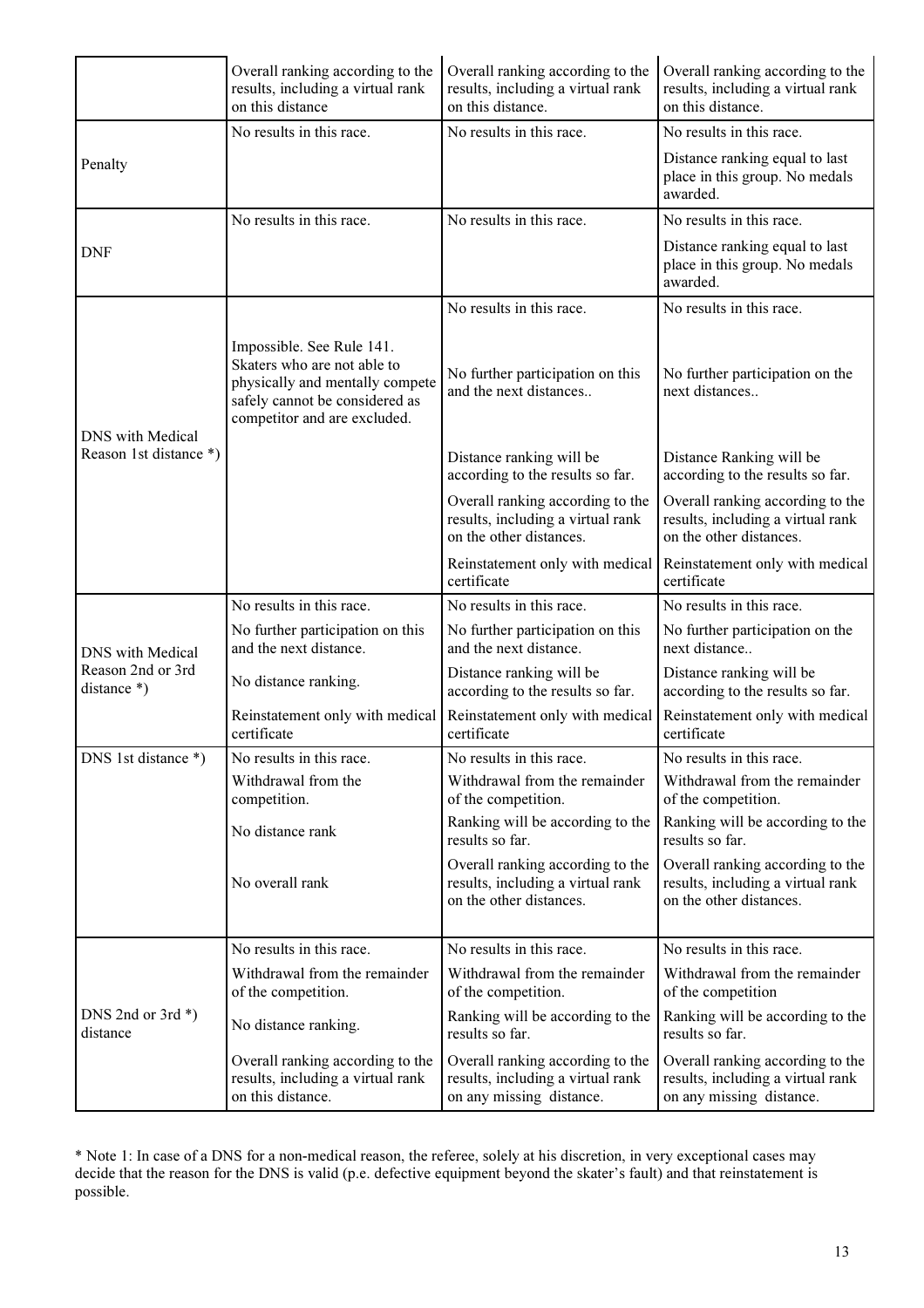| | | | |
|---|---|---|---|
| | Overall ranking according to the results, including a virtual rank on this distance | Overall ranking according to the results, including a virtual rank on this distance. | Overall ranking according to the results, including a virtual rank on this distance. |
| Penalty | No results in this race. | No results in this race. | No results in this race.<br><br>Distance ranking equal to last place in this group. No medals awarded. |
| DNF | No results in this race. | No results in this race. | No results in this race.<br><br>Distance ranking equal to last place in this group. No medals awarded. |
| DNS with Medical Reason 1st distance *) | Impossible. See Rule 141. Skaters who are not able to physically and mentally compete safely cannot be considered as competitor and are excluded. | No results in this race.<br><br>No further participation on this and the next distances..<br><br>Distance ranking will be according to the results so far.<br><br>Overall ranking according to the results, including a virtual rank on the other distances.<br><br>Reinstatement only with medical certificate | No results in this race.<br><br>No further participation on the next distances..<br><br>Distance Ranking will be according to the results so far.<br><br>Overall ranking according to the results, including a virtual rank on the other distances.<br><br>Reinstatement only with medical certificate |
| DNS with Medical Reason 2nd or 3rd distance *) | No results in this race.<br><br>No further participation on this and the next distance.<br><br>No distance ranking.<br><br>Reinstatement only with medical certificate | No results in this race.<br><br>No further participation on this and the next distance.<br><br>Distance ranking will be according to the results so far.<br><br>Reinstatement only with medical certificate | No results in this race.<br><br>No further participation on the next distance..<br><br>Distance ranking will be according to the results so far.<br><br>Reinstatement only with medical certificate |
| DNS 1st distance *) | No results in this race.<br><br>Withdrawal from the competition.<br><br>No distance rank<br><br>No overall rank | No results in this race.<br><br>Withdrawal from the remainder of the competition.<br><br>Ranking will be according to the results so far.<br><br>Overall ranking according to the results, including a virtual rank on the other distances. | No results in this race.<br><br>Withdrawal from the remainder of the competition.<br><br>Ranking will be according to the results so far.<br><br>Overall ranking according to the results, including a virtual rank on the other distances. |
| DNS 2nd or 3rd *) distance | No results in this race.<br><br>Withdrawal from the remainder of the competition.<br><br>No distance ranking.<br><br>Overall ranking according to the results, including a virtual rank on this distance. | No results in this race.<br><br>Withdrawal from the remainder of the competition.<br><br>Ranking will be according to the results so far.<br><br>Overall ranking according to the results, including a virtual rank on any missing distance. | No results in this race.<br><br>Withdrawal from the remainder of the competition<br><br>Ranking will be according to the results so far.<br><br>Overall ranking according to the results, including a virtual rank on any missing distance. |

* Note 1: In case of a DNS for a non-medical reason, the referee, solely at his discretion, in very exceptional cases may decide that the reason for the DNS is valid (p.e. defective equipment beyond the skater's fault) and that reinstatement is possible.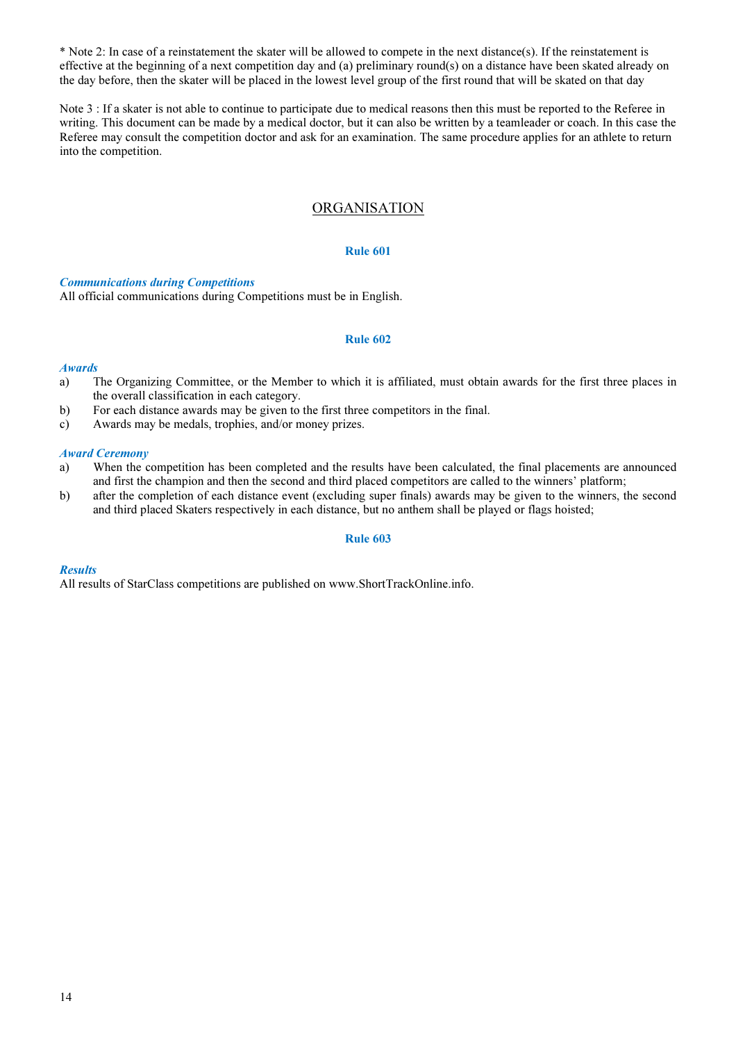* Note 2: In case of a reinstatement the skater will be allowed to compete in the next distance(s). If the reinstatement is effective at the beginning of a next competition day and (a) preliminary round(s) on a distance have been skated already on the day before, then the skater will be placed in the lowest level group of the first round that will be skated on that day

Note 3 : If a skater is not able to continue to participate due to medical reasons then this must be reported to the Referee in writing. This document can be made by a medical doctor, but it can also be written by a teamleader or coach. In this case the Referee may consult the competition doctor and ask for an examination. The same procedure applies for an athlete to return into the competition.

## ORGANISATION

### Rule 601

***Communications during Competitions***

All official communications during Competitions must be in English.

### Rule 602

***Awards***

a) The Organizing Committee, or the Member to which it is affiliated, must obtain awards for the first three places in the overall classification in each category.

b) For each distance awards may be given to the first three competitors in the final.

c) Awards may be medals, trophies, and/or money prizes.

***Award Ceremony***

a) When the competition has been completed and the results have been calculated, the final placements are announced and first the champion and then the second and third placed competitors are called to the winners' platform;

b) after the completion of each distance event (excluding super finals) awards may be given to the winners, the second and third placed Skaters respectively in each distance, but no anthem shall be played or flags hoisted;

### Rule 603

***Results***

All results of StarClass competitions are published on www.ShortTrackOnline.info.